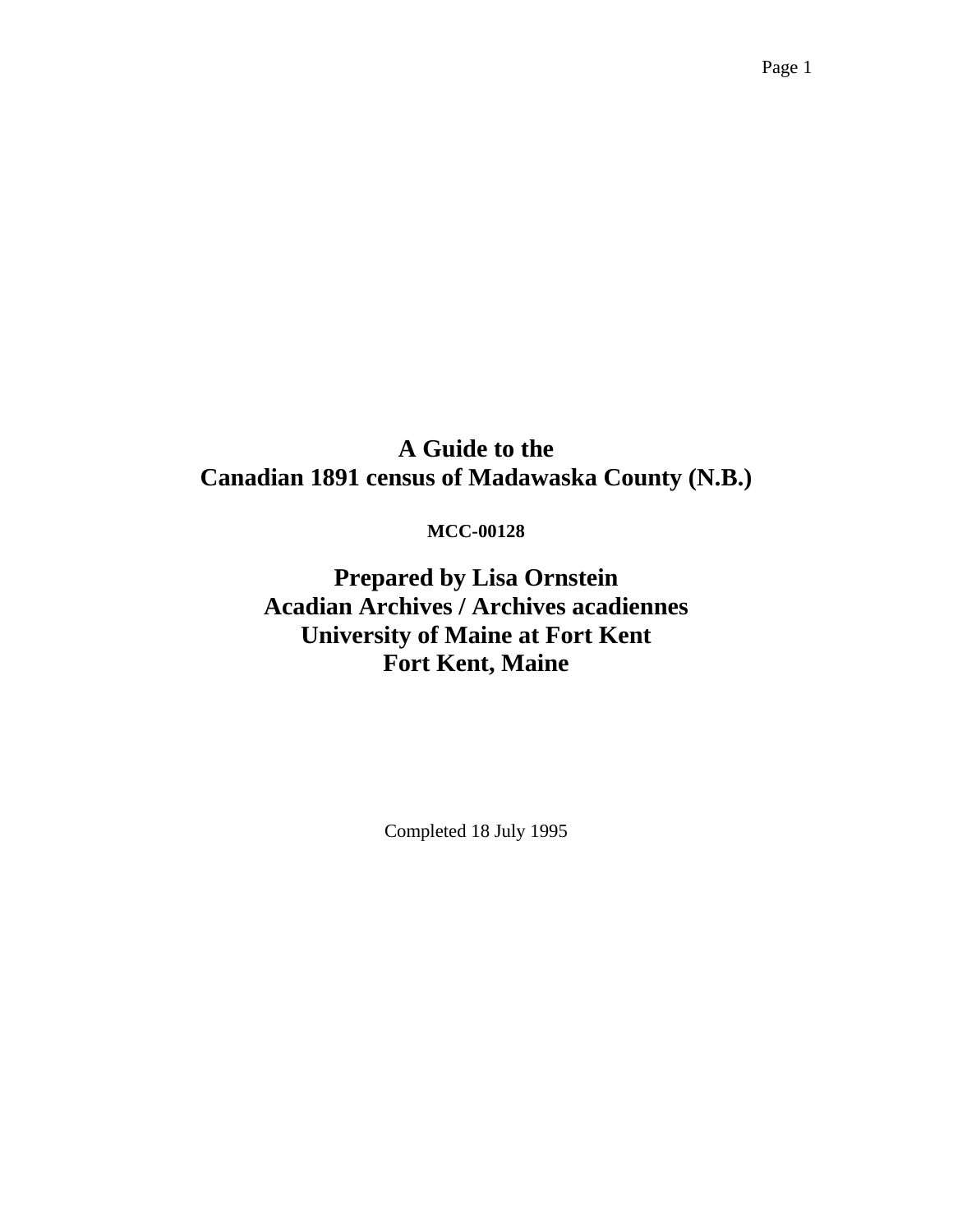# A Guide to the
# Canadian 1891 census of Madawaska County (N.B.)

**MCC-00128**

## Prepared by Lisa Ornstein
## Acadian Archives / Archives acadiennes
## University of Maine at Fort Kent
## Fort Kent, Maine

Completed 18 July 1995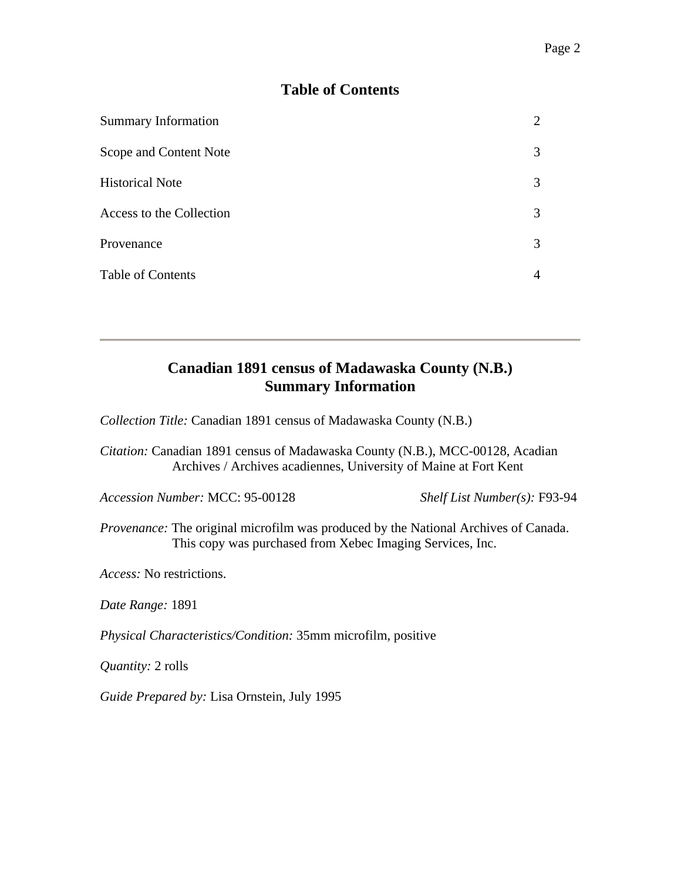## Table of Contents

| | |
|---|---|
| Summary Information | 2 |
| Scope and Content Note | 3 |
| Historical Note | 3 |
| Access to the Collection | 3 |
| Provenance | 3 |
| Table of Contents | 4 |

---

# Canadian 1891 census of Madawaska County (N.B.)
# Summary Information

*Collection Title:* Canadian 1891 census of Madawaska County (N.B.)

*Citation:* Canadian 1891 census of Madawaska County (N.B.), MCC-00128, Acadian Archives / Archives acadiennes, University of Maine at Fort Kent

*Accession Number:* MCC: 95-00128 *Shelf List Number(s):* F93-94

*Provenance:* The original microfilm was produced by the National Archives of Canada. This copy was purchased from Xebec Imaging Services, Inc.

*Access:* No restrictions.

*Date Range:* 1891

*Physical Characteristics/Condition:* 35mm microfilm, positive

*Quantity:* 2 rolls

*Guide Prepared by:* Lisa Ornstein, July 1995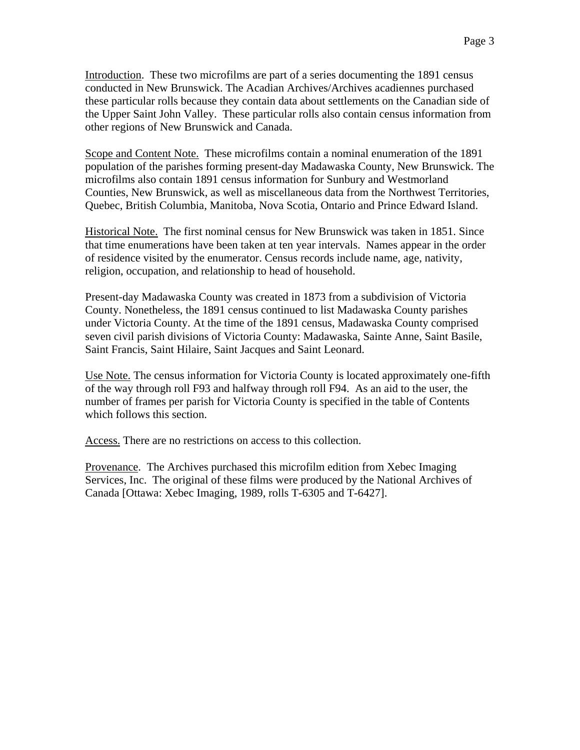Introduction. These two microfilms are part of a series documenting the 1891 census conducted in New Brunswick. The Acadian Archives/Archives acadiennes purchased these particular rolls because they contain data about settlements on the Canadian side of the Upper Saint John Valley. These particular rolls also contain census information from other regions of New Brunswick and Canada.

Scope and Content Note. These microfilms contain a nominal enumeration of the 1891 population of the parishes forming present-day Madawaska County, New Brunswick. The microfilms also contain 1891 census information for Sunbury and Westmorland Counties, New Brunswick, as well as miscellaneous data from the Northwest Territories, Quebec, British Columbia, Manitoba, Nova Scotia, Ontario and Prince Edward Island.

Historical Note. The first nominal census for New Brunswick was taken in 1851. Since that time enumerations have been taken at ten year intervals. Names appear in the order of residence visited by the enumerator. Census records include name, age, nativity, religion, occupation, and relationship to head of household.

Present-day Madawaska County was created in 1873 from a subdivision of Victoria County. Nonetheless, the 1891 census continued to list Madawaska County parishes under Victoria County. At the time of the 1891 census, Madawaska County comprised seven civil parish divisions of Victoria County: Madawaska, Sainte Anne, Saint Basile, Saint Francis, Saint Hilaire, Saint Jacques and Saint Leonard.

Use Note. The census information for Victoria County is located approximately one-fifth of the way through roll F93 and halfway through roll F94. As an aid to the user, the number of frames per parish for Victoria County is specified in the table of Contents which follows this section.

Access. There are no restrictions on access to this collection.

Provenance. The Archives purchased this microfilm edition from Xebec Imaging Services, Inc. The original of these films were produced by the National Archives of Canada [Ottawa: Xebec Imaging, 1989, rolls T-6305 and T-6427].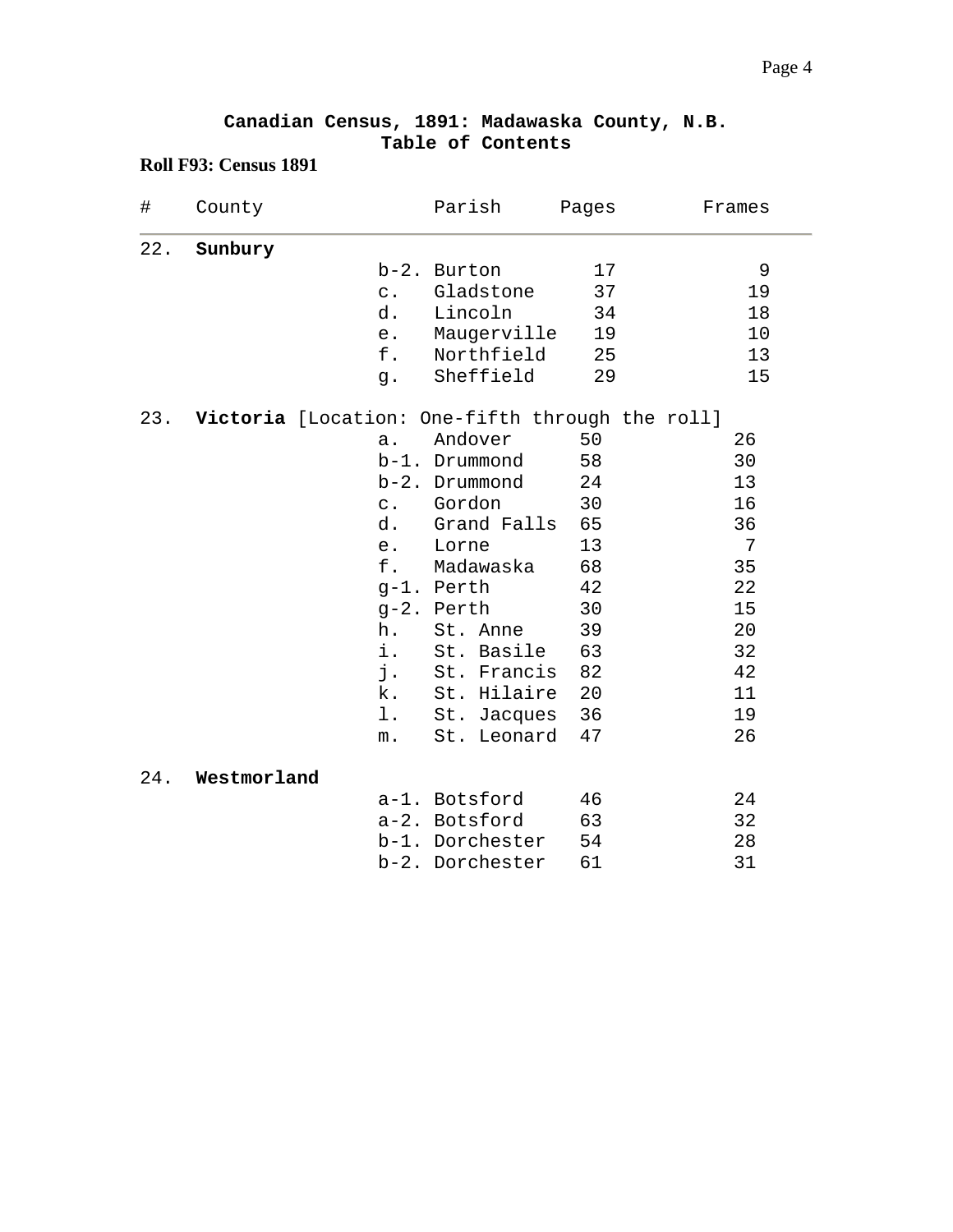**Canadian Census, 1891: Madawaska County, N.B.**
**Table of Contents**

**Roll F93: Census 1891**

| # | County | | Parish | Pages | Frames |
|---|---|---|---|---|---|
| 22. | **Sunbury** | | | | |
| | | b-2. | Burton | 17 | 9 |
| | | c. | Gladstone | 37 | 19 |
| | | d. | Lincoln | 34 | 18 |
| | | e. | Maugerville | 19 | 10 |
| | | f. | Northfield | 25 | 13 |
| | | g. | Sheffield | 29 | 15 |
| 23. | **Victoria** [Location: One-fifth through the roll] | | | | |
| | | a. | Andover | 50 | 26 |
| | | b-1. | Drummond | 58 | 30 |
| | | b-2. | Drummond | 24 | 13 |
| | | c. | Gordon | 30 | 16 |
| | | d. | Grand Falls | 65 | 36 |
| | | e. | Lorne | 13 | 7 |
| | | f. | Madawaska | 68 | 35 |
| | | g-1. | Perth | 42 | 22 |
| | | g-2. | Perth | 30 | 15 |
| | | h. | St. Anne | 39 | 20 |
| | | i. | St. Basile | 63 | 32 |
| | | j. | St. Francis | 82 | 42 |
| | | k. | St. Hilaire | 20 | 11 |
| | | l. | St. Jacques | 36 | 19 |
| | | m. | St. Leonard | 47 | 26 |
| 24. | **Westmorland** | | | | |
| | | a-1. | Botsford | 46 | 24 |
| | | a-2. | Botsford | 63 | 32 |
| | | b-1. | Dorchester | 54 | 28 |
| | | b-2. | Dorchester | 61 | 31 |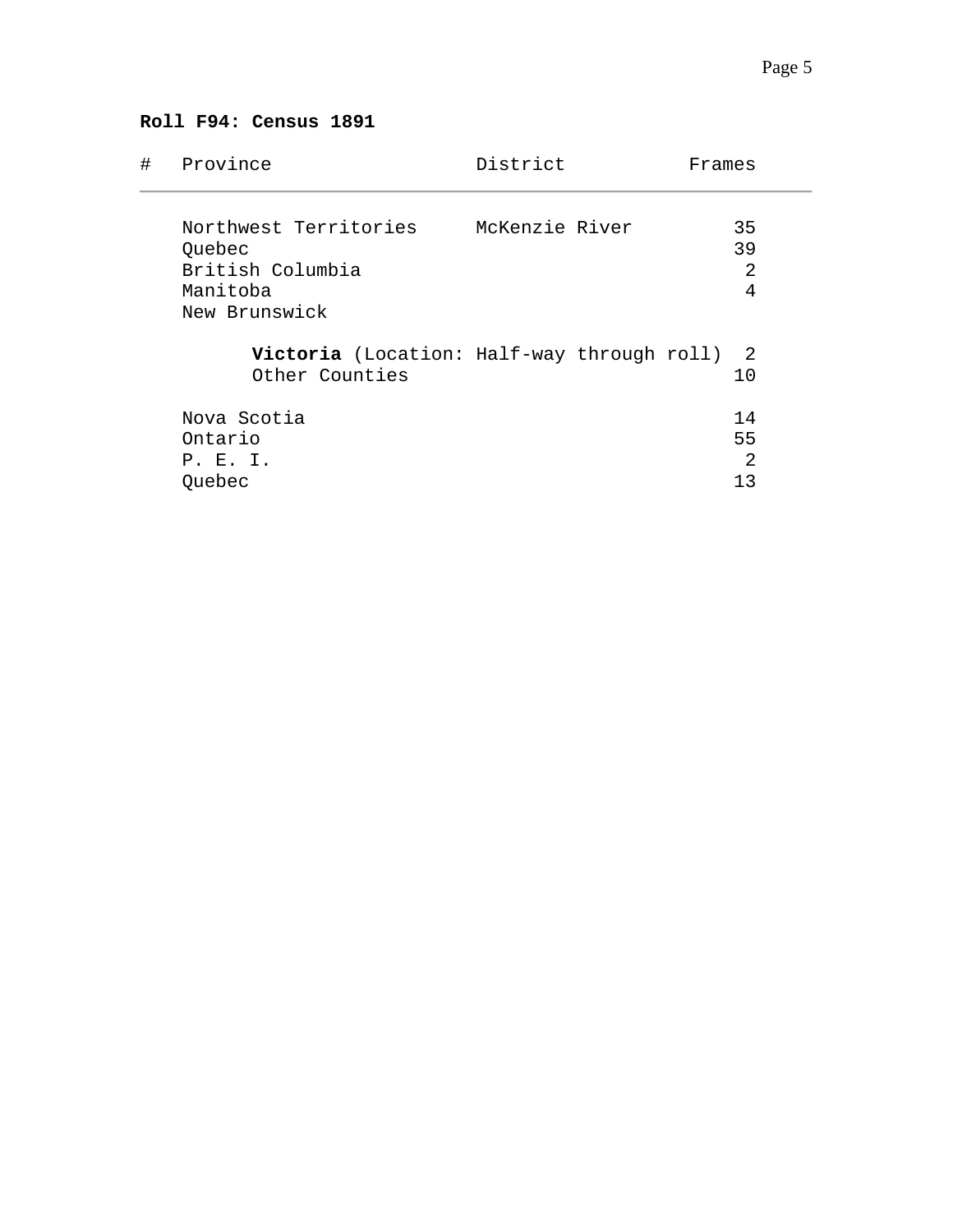**Roll F94: Census 1891**

| # | Province | District | Frames |
|---|---|---|---|
| | Northwest Territories | McKenzie River | 35 |
| | Quebec | | 39 |
| | British Columbia | | 2 |
| | Manitoba | | 4 |
| | New Brunswick | | |
| | **Victoria** (Location: Half-way through roll) | | 2 |
| | Other Counties | | 10 |
| | Nova Scotia | | 14 |
| | Ontario | | 55 |
| | P. E. I. | | 2 |
| | Quebec | | 13 |